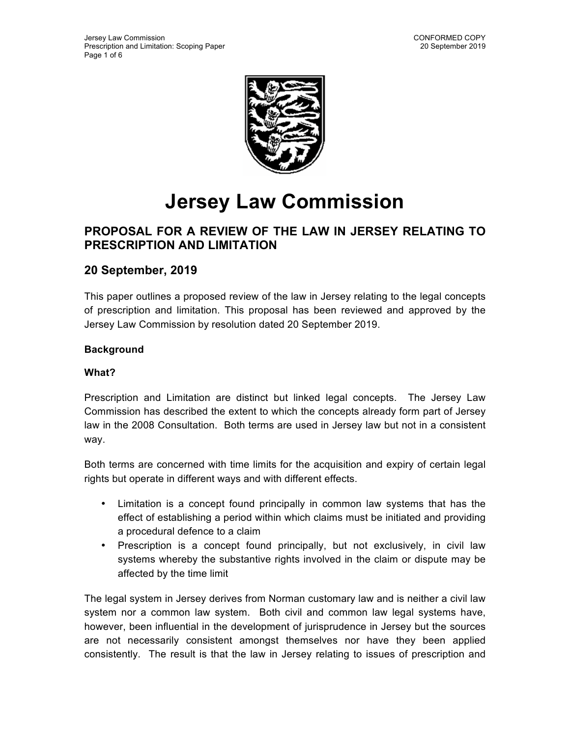# Jersey Law Commission

## PROPOSAL FOR A REVIEW OF THE LAW IN JERSEY RELATING TO PRESCRIPTION AND LIMITATION

## 20 September, 2019

This paper outlines a proposed review of the law in Jersey relating to the legal concepts of prescription and limitation. This proposal has been reviewed and approved by the Jersey Law Commission by resolution dated 20 September 2019.

**Background**

**What?**

Prescription and Limitation are distinct but linked legal concepts. The Jersey Law Commission has described the extent to which the concepts already form part of Jersey law in the 2008 Consultation. Both terms are used in Jersey law but not in a consistent way.

Both terms are concerned with time limits for the acquisition and expiry of certain legal rights but operate in different ways and with different effects.

- Limitation is a concept found principally in common law systems that has the effect of establishing a period within which claims must be initiated and providing a procedural defence to a claim
- Prescription is a concept found principally, but not exclusively, in civil law systems whereby the substantive rights involved in the claim or dispute may be affected by the time limit

The legal system in Jersey derives from Norman customary law and is neither a civil law system nor a common law system. Both civil and common law legal systems have, however, been influential in the development of jurisprudence in Jersey but the sources are not necessarily consistent amongst themselves nor have they been applied consistently. The result is that the law in Jersey relating to issues of prescription and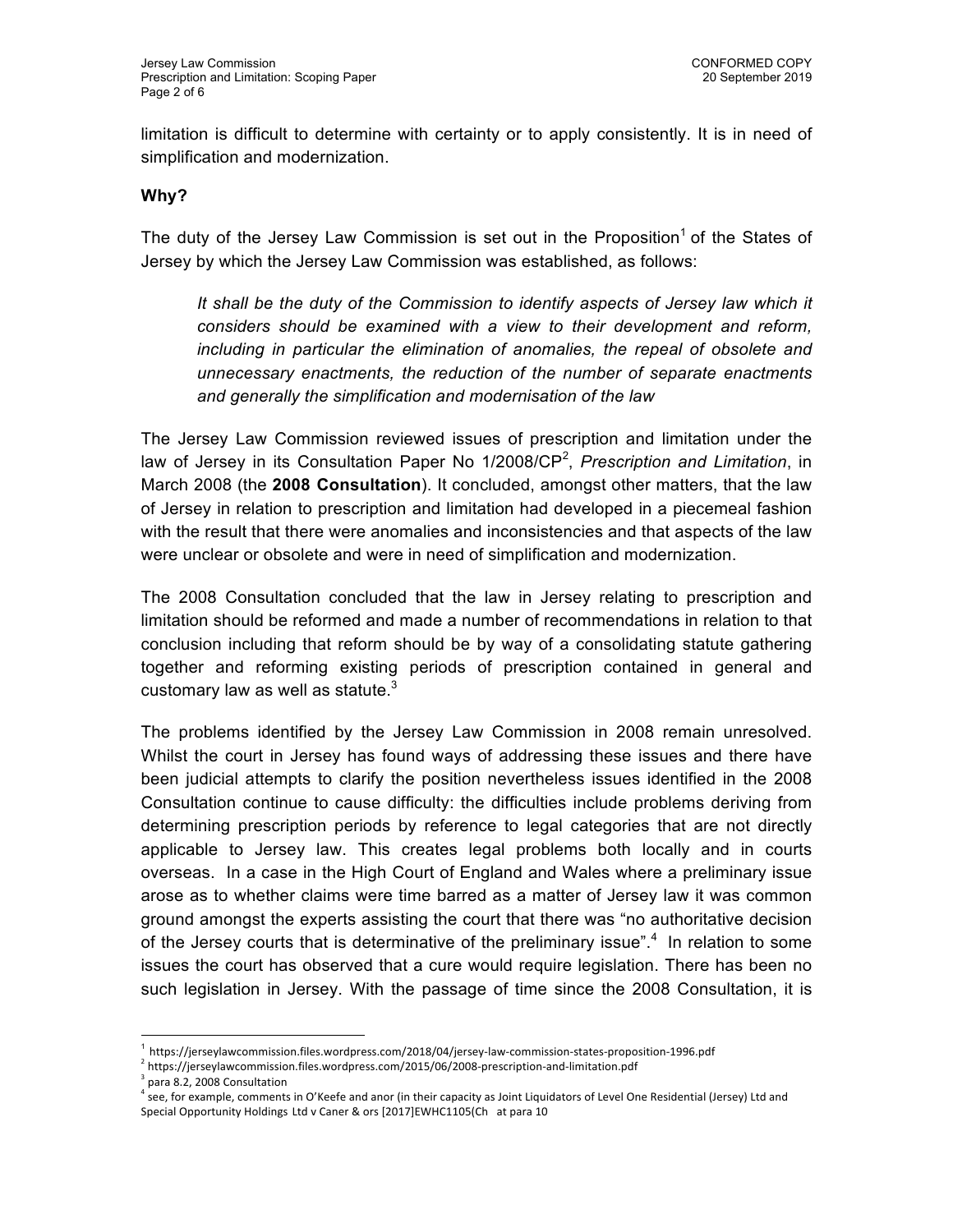limitation is difficult to determine with certainty or to apply consistently. It is in need of simplification and modernization.

**Why?**

The duty of the Jersey Law Commission is set out in the Proposition[1] of the States of Jersey by which the Jersey Law Commission was established, as follows:

> *It shall be the duty of the Commission to identify aspects of Jersey law which it considers should be examined with a view to their development and reform, including in particular the elimination of anomalies, the repeal of obsolete and unnecessary enactments, the reduction of the number of separate enactments and generally the simplification and modernisation of the law*

The Jersey Law Commission reviewed issues of prescription and limitation under the law of Jersey in its Consultation Paper No 1/2008/CP[2], *Prescription and Limitation*, in March 2008 (the **2008 Consultation**). It concluded, amongst other matters, that the law of Jersey in relation to prescription and limitation had developed in a piecemeal fashion with the result that there were anomalies and inconsistencies and that aspects of the law were unclear or obsolete and were in need of simplification and modernization.

The 2008 Consultation concluded that the law in Jersey relating to prescription and limitation should be reformed and made a number of recommendations in relation to that conclusion including that reform should be by way of a consolidating statute gathering together and reforming existing periods of prescription contained in general and customary law as well as statute.[3]

The problems identified by the Jersey Law Commission in 2008 remain unresolved. Whilst the court in Jersey has found ways of addressing these issues and there have been judicial attempts to clarify the position nevertheless issues identified in the 2008 Consultation continue to cause difficulty: the difficulties include problems deriving from determining prescription periods by reference to legal categories that are not directly applicable to Jersey law. This creates legal problems both locally and in courts overseas. In a case in the High Court of England and Wales where a preliminary issue arose as to whether claims were time barred as a matter of Jersey law it was common ground amongst the experts assisting the court that there was "no authoritative decision of the Jersey courts that is determinative of the preliminary issue".[4] In relation to some issues the court has observed that a cure would require legislation. There has been no such legislation in Jersey. With the passage of time since the 2008 Consultation, it is

---

[1] https://jerseylawcommission.files.wordpress.com/2018/04/jersey-law-commission-states-proposition-1996.pdf

[2] https://jerseylawcommission.files.wordpress.com/2015/06/2008-prescription-and-limitation.pdf

[3] para 8.2, 2008 Consultation

[4] see, for example, comments in O'Keefe and anor (in their capacity as Joint Liquidators of Level One Residential (Jersey) Ltd and Special Opportunity Holdings Ltd v Caner & ors [2017]EWHC1105(Ch at para 10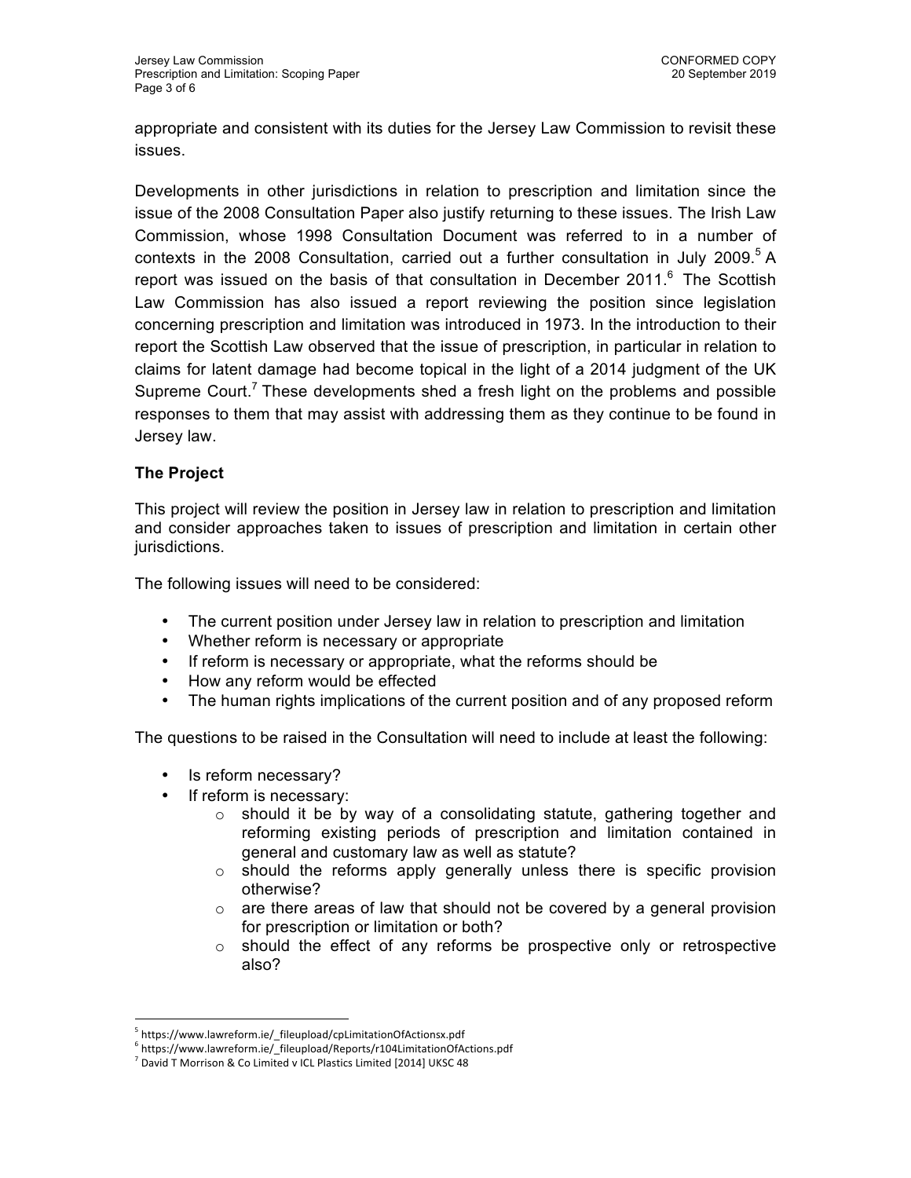appropriate and consistent with its duties for the Jersey Law Commission to revisit these issues.

Developments in other jurisdictions in relation to prescription and limitation since the issue of the 2008 Consultation Paper also justify returning to these issues. The Irish Law Commission, whose 1998 Consultation Document was referred to in a number of contexts in the 2008 Consultation, carried out a further consultation in July 2009.[5] A report was issued on the basis of that consultation in December 2011.[6] The Scottish Law Commission has also issued a report reviewing the position since legislation concerning prescription and limitation was introduced in 1973. In the introduction to their report the Scottish Law observed that the issue of prescription, in particular in relation to claims for latent damage had become topical in the light of a 2014 judgment of the UK Supreme Court.[7] These developments shed a fresh light on the problems and possible responses to them that may assist with addressing them as they continue to be found in Jersey law.

**The Project**

This project will review the position in Jersey law in relation to prescription and limitation and consider approaches taken to issues of prescription and limitation in certain other jurisdictions.

The following issues will need to be considered:

- The current position under Jersey law in relation to prescription and limitation
- Whether reform is necessary or appropriate
- If reform is necessary or appropriate, what the reforms should be
- How any reform would be effected
- The human rights implications of the current position and of any proposed reform

The questions to be raised in the Consultation will need to include at least the following:

- Is reform necessary?
- If reform is necessary:
    - should it be by way of a consolidating statute, gathering together and reforming existing periods of prescription and limitation contained in general and customary law as well as statute?
    - should the reforms apply generally unless there is specific provision otherwise?
    - are there areas of law that should not be covered by a general provision for prescription or limitation or both?
    - should the effect of any reforms be prospective only or retrospective also?

---

[5] https://www.lawreform.ie/_fileupload/cpLimitationOfActionsx.pdf

[6] https://www.lawreform.ie/_fileupload/Reports/r104LimitationOfActions.pdf

[7] David T Morrison & Co Limited v ICL Plastics Limited [2014] UKSC 48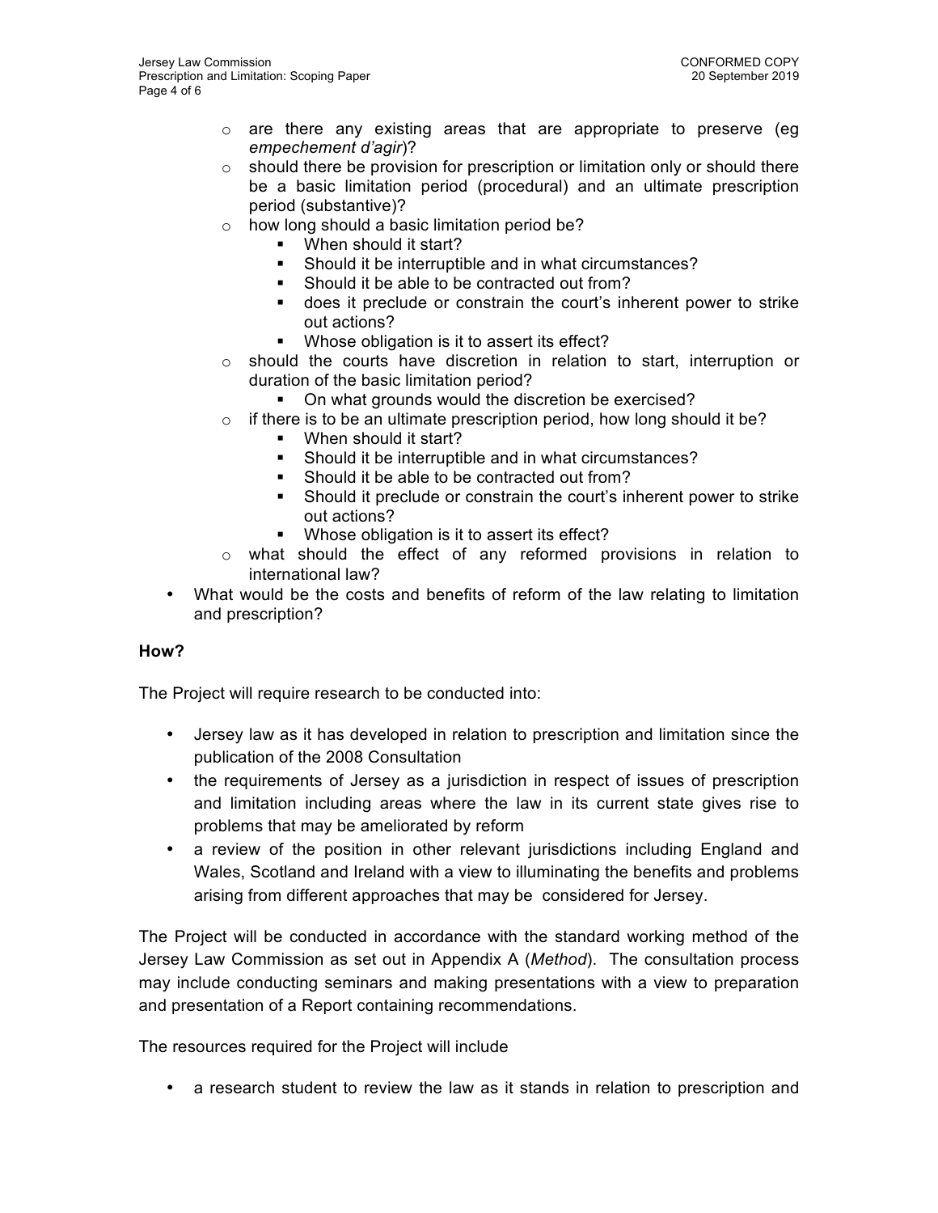- are there any existing areas that are appropriate to preserve (eg *empechement d'agir*)?
    - should there be provision for prescription or limitation only or should there be a basic limitation period (procedural) and an ultimate prescription period (substantive)?
    - how long should a basic limitation period be?
        - When should it start?
        - Should it be interruptible and in what circumstances?
        - Should it be able to be contracted out from?
        - does it preclude or constrain the court's inherent power to strike out actions?
        - Whose obligation is it to assert its effect?
    - should the courts have discretion in relation to start, interruption or duration of the basic limitation period?
        - On what grounds would the discretion be exercised?
    - if there is to be an ultimate prescription period, how long should it be?
        - When should it start?
        - Should it be interruptible and in what circumstances?
        - Should it be able to be contracted out from?
        - Should it preclude or constrain the court's inherent power to strike out actions?
        - Whose obligation is it to assert its effect?
    - what should the effect of any reformed provisions in relation to international law?
- What would be the costs and benefits of reform of the law relating to limitation and prescription?

**How?**

The Project will require research to be conducted into:

- Jersey law as it has developed in relation to prescription and limitation since the publication of the 2008 Consultation
- the requirements of Jersey as a jurisdiction in respect of issues of prescription and limitation including areas where the law in its current state gives rise to problems that may be ameliorated by reform
- a review of the position in other relevant jurisdictions including England and Wales, Scotland and Ireland with a view to illuminating the benefits and problems arising from different approaches that may be considered for Jersey.

The Project will be conducted in accordance with the standard working method of the Jersey Law Commission as set out in Appendix A (*Method*). The consultation process may include conducting seminars and making presentations with a view to preparation and presentation of a Report containing recommendations.

The resources required for the Project will include

- a research student to review the law as it stands in relation to prescription and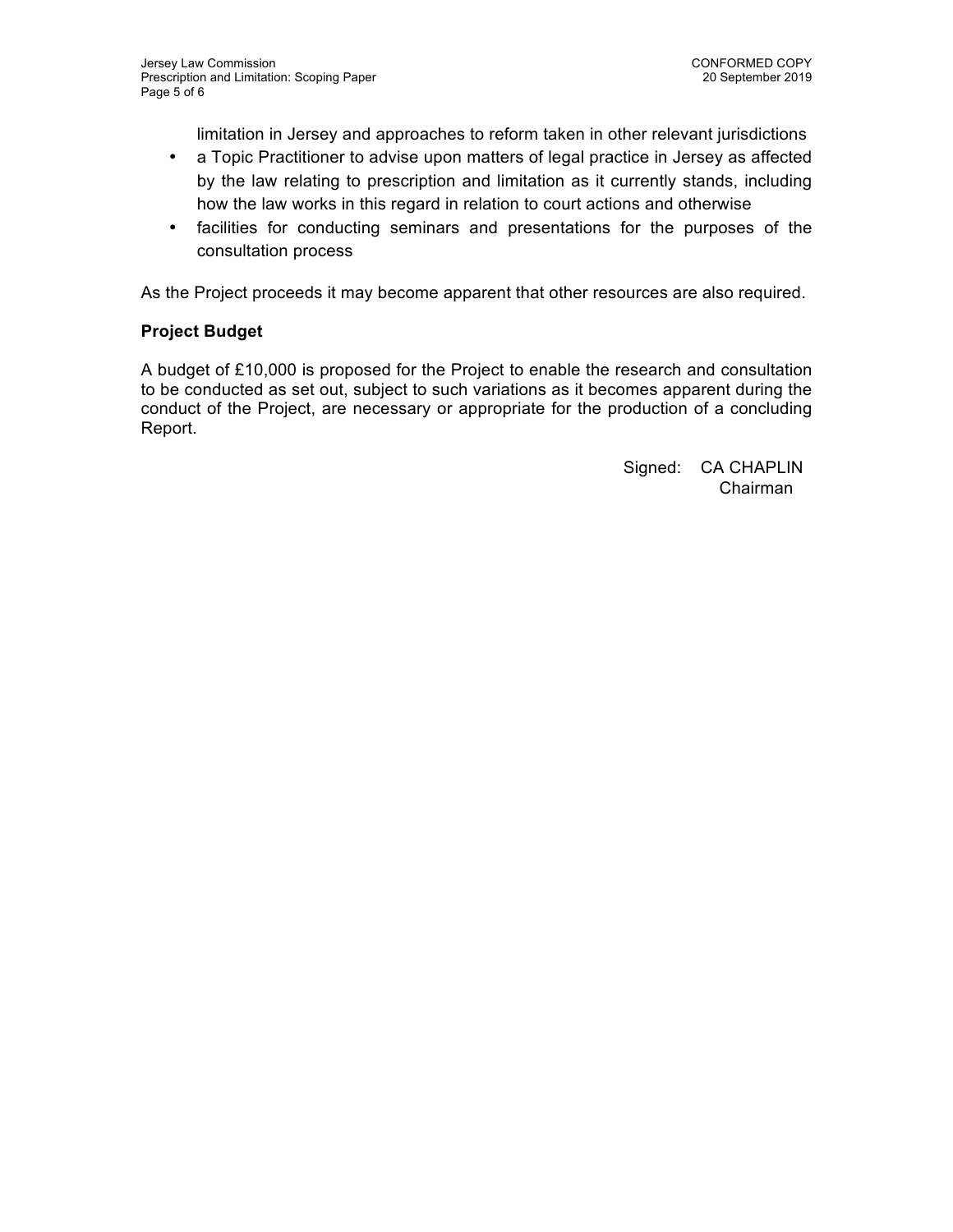limitation in Jersey and approaches to reform taken in other relevant jurisdictions

- a Topic Practitioner to advise upon matters of legal practice in Jersey as affected by the law relating to prescription and limitation as it currently stands, including how the law works in this regard in relation to court actions and otherwise
- facilities for conducting seminars and presentations for the purposes of the consultation process

As the Project proceeds it may become apparent that other resources are also required.

**Project Budget**

A budget of £10,000 is proposed for the Project to enable the research and consultation to be conducted as set out, subject to such variations as it becomes apparent during the conduct of the Project, are necessary or appropriate for the production of a concluding Report.

Signed: CA CHAPLIN
Chairman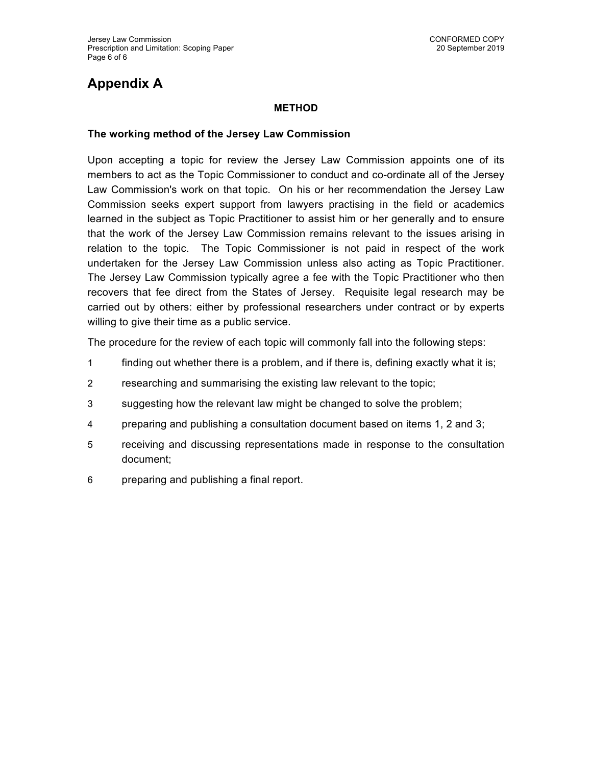# Appendix A

**METHOD**

### The working method of the Jersey Law Commission

Upon accepting a topic for review the Jersey Law Commission appoints one of its members to act as the Topic Commissioner to conduct and co-ordinate all of the Jersey Law Commission's work on that topic. On his or her recommendation the Jersey Law Commission seeks expert support from lawyers practising in the field or academics learned in the subject as Topic Practitioner to assist him or her generally and to ensure that the work of the Jersey Law Commission remains relevant to the issues arising in relation to the topic. The Topic Commissioner is not paid in respect of the work undertaken for the Jersey Law Commission unless also acting as Topic Practitioner. The Jersey Law Commission typically agree a fee with the Topic Practitioner who then recovers that fee direct from the States of Jersey. Requisite legal research may be carried out by others: either by professional researchers under contract or by experts willing to give their time as a public service.

The procedure for the review of each topic will commonly fall into the following steps:

1. finding out whether there is a problem, and if there is, defining exactly what it is;
2. researching and summarising the existing law relevant to the topic;
3. suggesting how the relevant law might be changed to solve the problem;
4. preparing and publishing a consultation document based on items 1, 2 and 3;
5. receiving and discussing representations made in response to the consultation document;
6. preparing and publishing a final report.